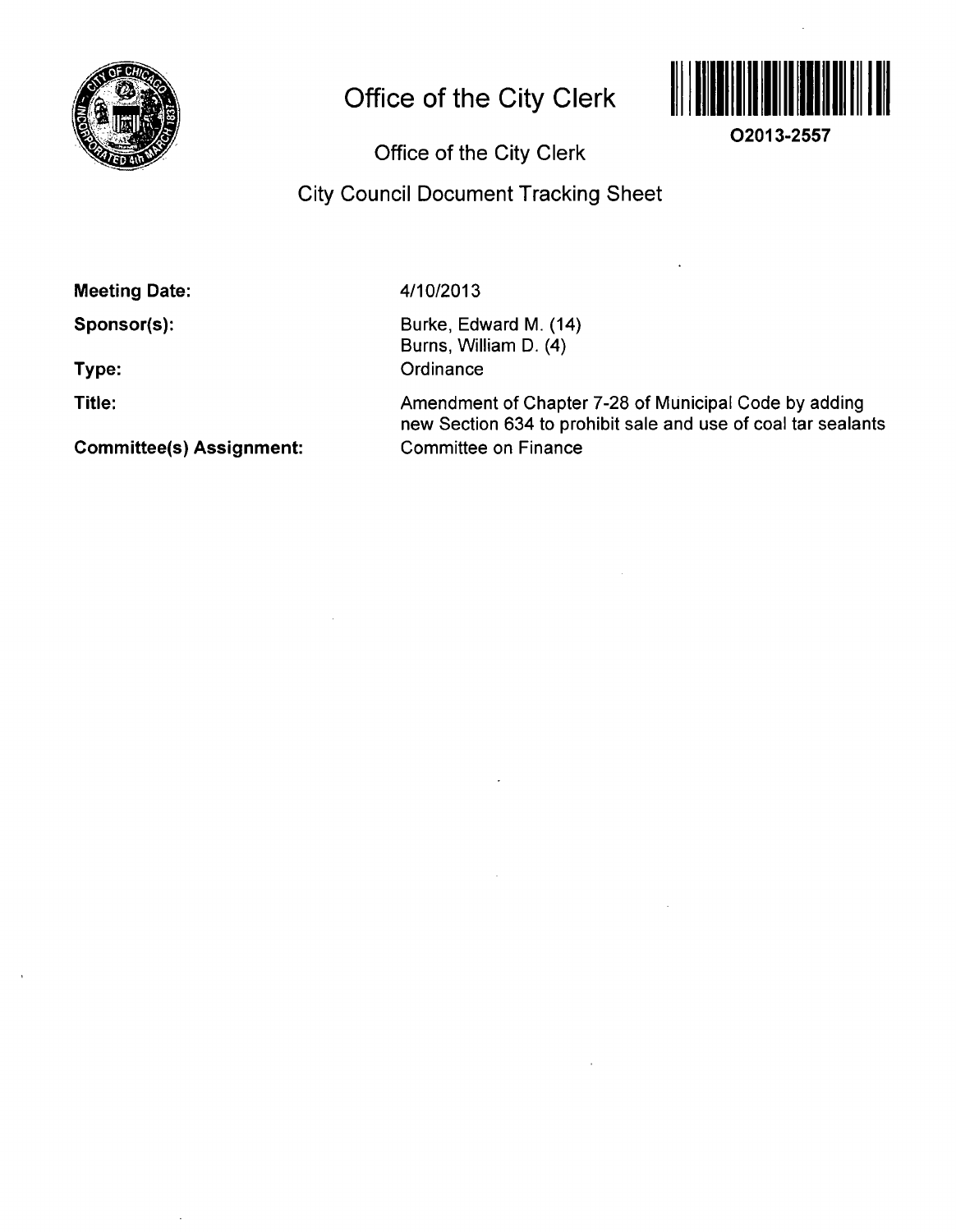# Office of the City Clerk

O2013-2557

## Office of the City Clerk

## City Council Document Tracking Sheet

**Meeting Date:** 4/10/2013

**Sponsor(s):** Burke, Edward M. (14)
Burns, William D. (4)

**Type:** Ordinance

**Title:** Amendment of Chapter 7-28 of Municipal Code by adding new Section 634 to prohibit sale and use of coal tar sealants

**Committee(s) Assignment:** Committee on Finance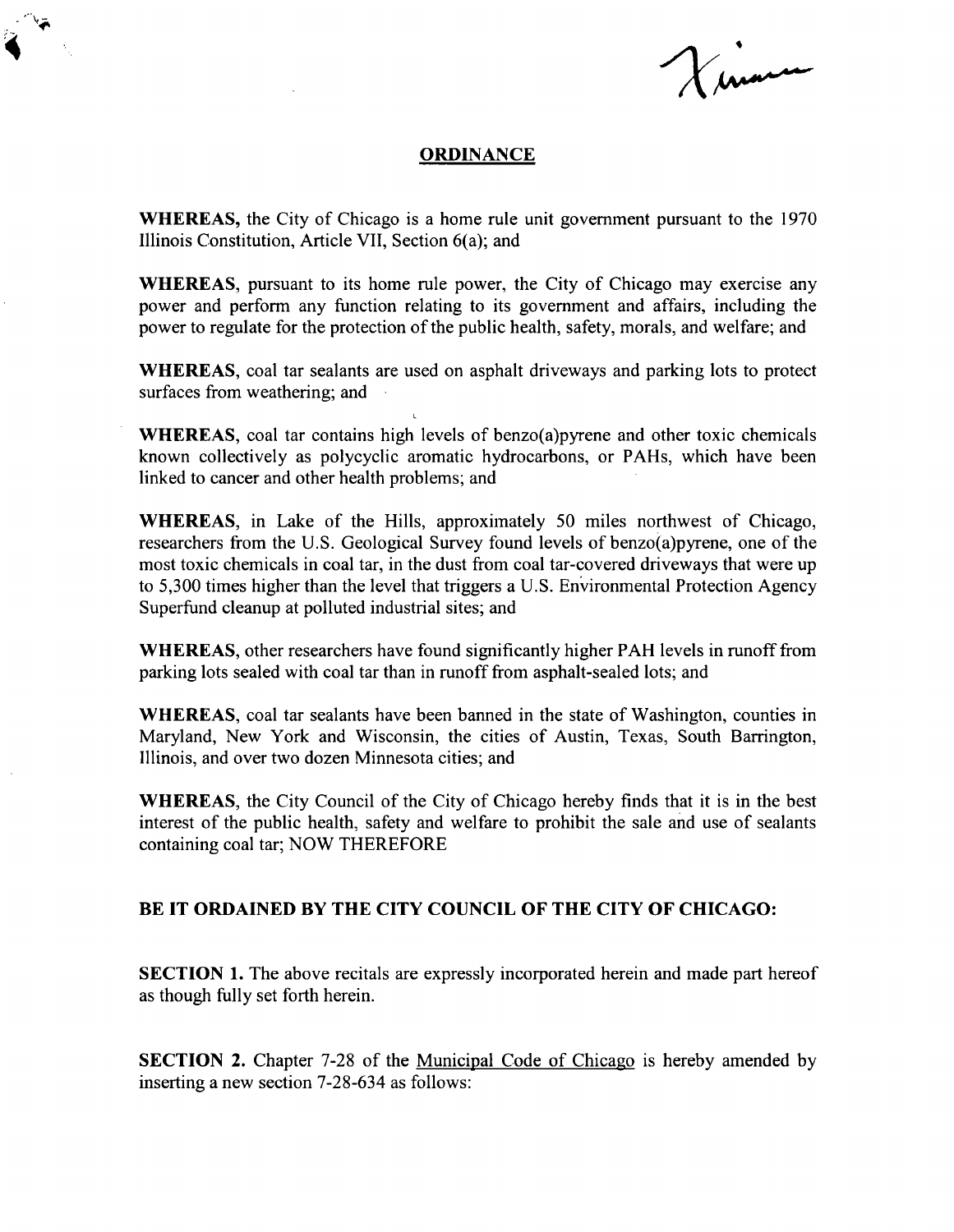## ORDINANCE

**WHEREAS,** the City of Chicago is a home rule unit government pursuant to the 1970 Illinois Constitution, Article VII, Section 6(a); and

**WHEREAS,** pursuant to its home rule power, the City of Chicago may exercise any power and perform any function relating to its government and affairs, including the power to regulate for the protection of the public health, safety, morals, and welfare; and

**WHEREAS,** coal tar sealants are used on asphalt driveways and parking lots to protect surfaces from weathering; and

**WHEREAS,** coal tar contains high levels of benzo(a)pyrene and other toxic chemicals known collectively as polycyclic aromatic hydrocarbons, or PAHs, which have been linked to cancer and other health problems; and

**WHEREAS,** in Lake of the Hills, approximately 50 miles northwest of Chicago, researchers from the U.S. Geological Survey found levels of benzo(a)pyrene, one of the most toxic chemicals in coal tar, in the dust from coal tar-covered driveways that were up to 5,300 times higher than the level that triggers a U.S. Environmental Protection Agency Superfund cleanup at polluted industrial sites; and

**WHEREAS,** other researchers have found significantly higher PAH levels in runoff from parking lots sealed with coal tar than in runoff from asphalt-sealed lots; and

**WHEREAS,** coal tar sealants have been banned in the state of Washington, counties in Maryland, New York and Wisconsin, the cities of Austin, Texas, South Barrington, Illinois, and over two dozen Minnesota cities; and

**WHEREAS,** the City Council of the City of Chicago hereby finds that it is in the best interest of the public health, safety and welfare to prohibit the sale and use of sealants containing coal tar; NOW THEREFORE

**BE IT ORDAINED BY THE CITY COUNCIL OF THE CITY OF CHICAGO:**

**SECTION 1.** The above recitals are expressly incorporated herein and made part hereof as though fully set forth herein.

**SECTION 2.** Chapter 7-28 of the Municipal Code of Chicago is hereby amended by inserting a new section 7-28-634 as follows: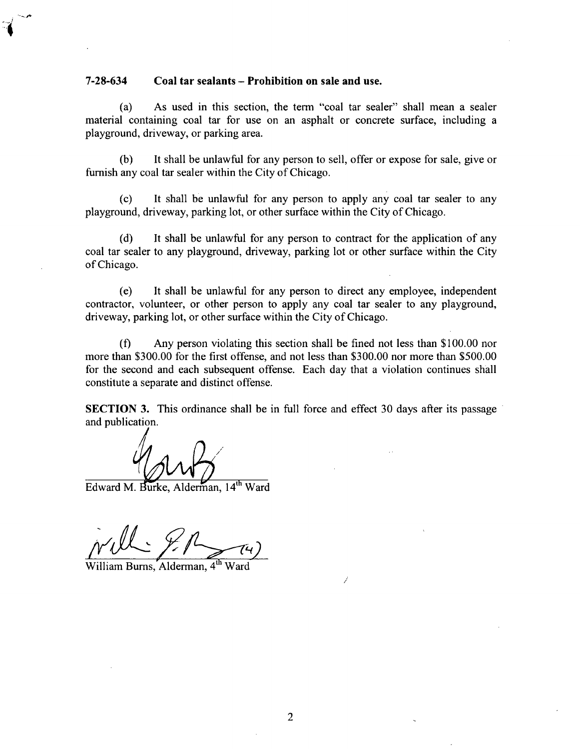### 7-28-634 Coal tar sealants – Prohibition on sale and use.

(a) As used in this section, the term "coal tar sealer" shall mean a sealer material containing coal tar for use on an asphalt or concrete surface, including a playground, driveway, or parking area.

(b) It shall be unlawful for any person to sell, offer or expose for sale, give or furnish any coal tar sealer within the City of Chicago.

(c) It shall be unlawful for any person to apply any coal tar sealer to any playground, driveway, parking lot, or other surface within the City of Chicago.

(d) It shall be unlawful for any person to contract for the application of any coal tar sealer to any playground, driveway, parking lot or other surface within the City of Chicago.

(e) It shall be unlawful for any person to direct any employee, independent contractor, volunteer, or other person to apply any coal tar sealer to any playground, driveway, parking lot, or other surface within the City of Chicago.

(f) Any person violating this section shall be fined not less than $100.00 nor more than $300.00 for the first offense, and not less than $300.00 nor more than $500.00 for the second and each subsequent offense. Each day that a violation continues shall constitute a separate and distinct offense.

**SECTION 3.** This ordinance shall be in full force and effect 30 days after its passage and publication.

Edward M. Burke, Alderman, 14th Ward

William Burns, Alderman, 4th Ward